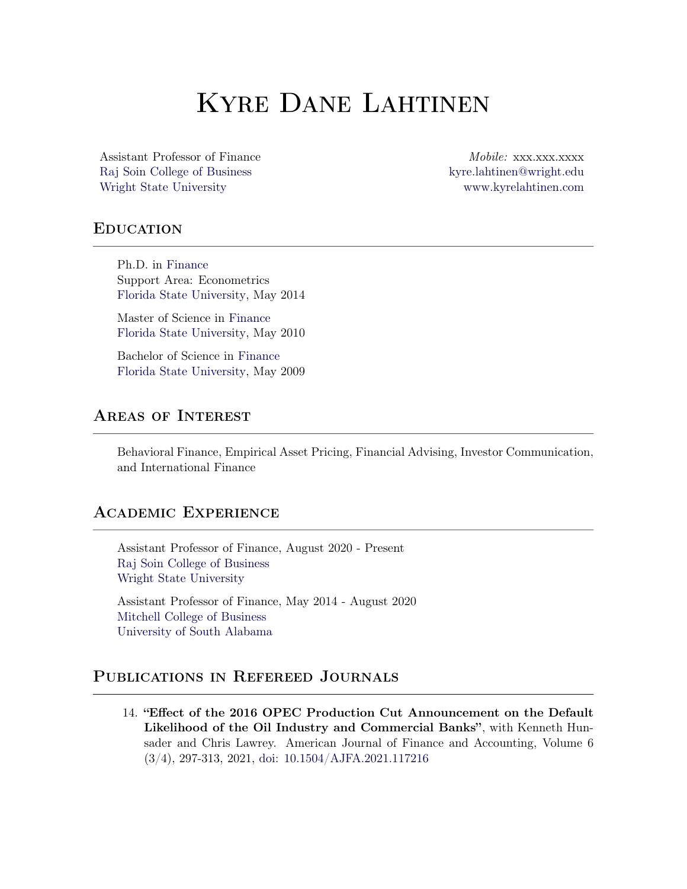# Kyre Dane Lahtinen

Assistant Professor of Finance
Raj Soin College of Business
Wright State University

*Mobile:* xxx.xxx.xxxx
kyre.lahtinen@wright.edu
www.kyrelahtinen.com

## Education

Ph.D. in Finance
Support Area: Econometrics
Florida State University, May 2014

Master of Science in Finance
Florida State University, May 2010

Bachelor of Science in Finance
Florida State University, May 2009

## Areas of Interest

Behavioral Finance, Empirical Asset Pricing, Financial Advising, Investor Communication, and International Finance

## Academic Experience

Assistant Professor of Finance, August 2020 - Present
Raj Soin College of Business
Wright State University

Assistant Professor of Finance, May 2014 - August 2020
Mitchell College of Business
University of South Alabama

## Publications in Refereed Journals

14. **"Effect of the 2016 OPEC Production Cut Announcement on the Default Likelihood of the Oil Industry and Commercial Banks"**, with Kenneth Hunsader and Chris Lawrey. American Journal of Finance and Accounting, Volume 6 (3/4), 297-313, 2021, doi: 10.1504/AJFA.2021.117216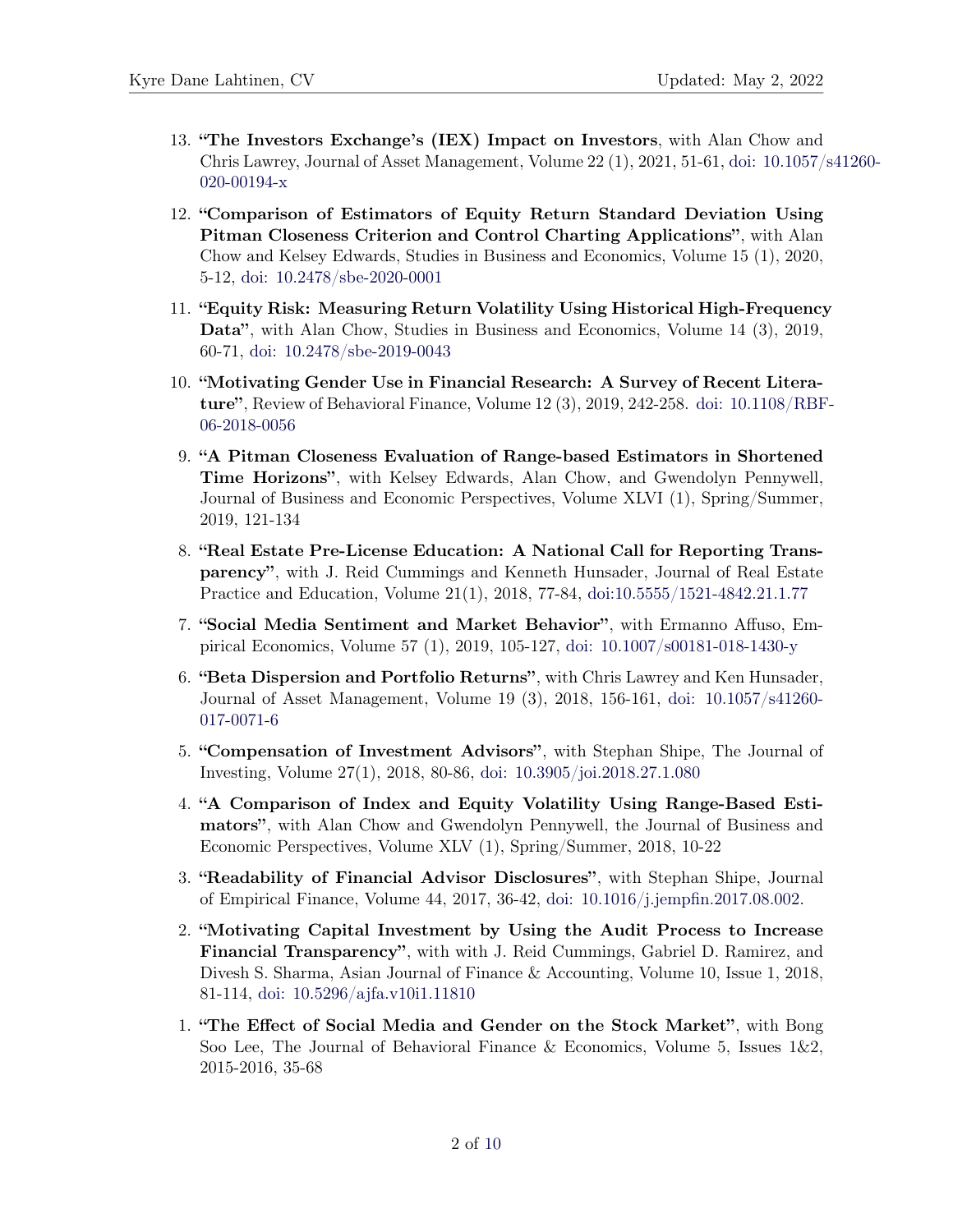13. **"The Investors Exchange's (IEX) Impact on Investors**, with Alan Chow and Chris Lawrey, Journal of Asset Management, Volume 22 (1), 2021, 51-61, doi: 10.1057/s41260-020-00194-x

12. **"Comparison of Estimators of Equity Return Standard Deviation Using Pitman Closeness Criterion and Control Charting Applications"**, with Alan Chow and Kelsey Edwards, Studies in Business and Economics, Volume 15 (1), 2020, 5-12, doi: 10.2478/sbe-2020-0001

11. **"Equity Risk: Measuring Return Volatility Using Historical High-Frequency Data"**, with Alan Chow, Studies in Business and Economics, Volume 14 (3), 2019, 60-71, doi: 10.2478/sbe-2019-0043

10. **"Motivating Gender Use in Financial Research: A Survey of Recent Literature"**, Review of Behavioral Finance, Volume 12 (3), 2019, 242-258. doi: 10.1108/RBF-06-2018-0056

9. **"A Pitman Closeness Evaluation of Range-based Estimators in Shortened Time Horizons"**, with Kelsey Edwards, Alan Chow, and Gwendolyn Pennywell, Journal of Business and Economic Perspectives, Volume XLVI (1), Spring/Summer, 2019, 121-134

8. **"Real Estate Pre-License Education: A National Call for Reporting Transparency"**, with J. Reid Cummings and Kenneth Hunsader, Journal of Real Estate Practice and Education, Volume 21(1), 2018, 77-84, doi:10.5555/1521-4842.21.1.77

7. **"Social Media Sentiment and Market Behavior"**, with Ermanno Affuso, Empirical Economics, Volume 57 (1), 2019, 105-127, doi: 10.1007/s00181-018-1430-y

6. **"Beta Dispersion and Portfolio Returns"**, with Chris Lawrey and Ken Hunsader, Journal of Asset Management, Volume 19 (3), 2018, 156-161, doi: 10.1057/s41260-017-0071-6

5. **"Compensation of Investment Advisors"**, with Stephan Shipe, The Journal of Investing, Volume 27(1), 2018, 80-86, doi: 10.3905/joi.2018.27.1.080

4. **"A Comparison of Index and Equity Volatility Using Range-Based Estimators"**, with Alan Chow and Gwendolyn Pennywell, the Journal of Business and Economic Perspectives, Volume XLV (1), Spring/Summer, 2018, 10-22

3. **"Readability of Financial Advisor Disclosures"**, with Stephan Shipe, Journal of Empirical Finance, Volume 44, 2017, 36-42, doi: 10.1016/j.jempfin.2017.08.002.

2. **"Motivating Capital Investment by Using the Audit Process to Increase Financial Transparency"**, with with J. Reid Cummings, Gabriel D. Ramirez, and Divesh S. Sharma, Asian Journal of Finance & Accounting, Volume 10, Issue 1, 2018, 81-114, doi: 10.5296/ajfa.v10i1.11810

1. **"The Effect of Social Media and Gender on the Stock Market"**, with Bong Soo Lee, The Journal of Behavioral Finance & Economics, Volume 5, Issues 1&2, 2015-2016, 35-68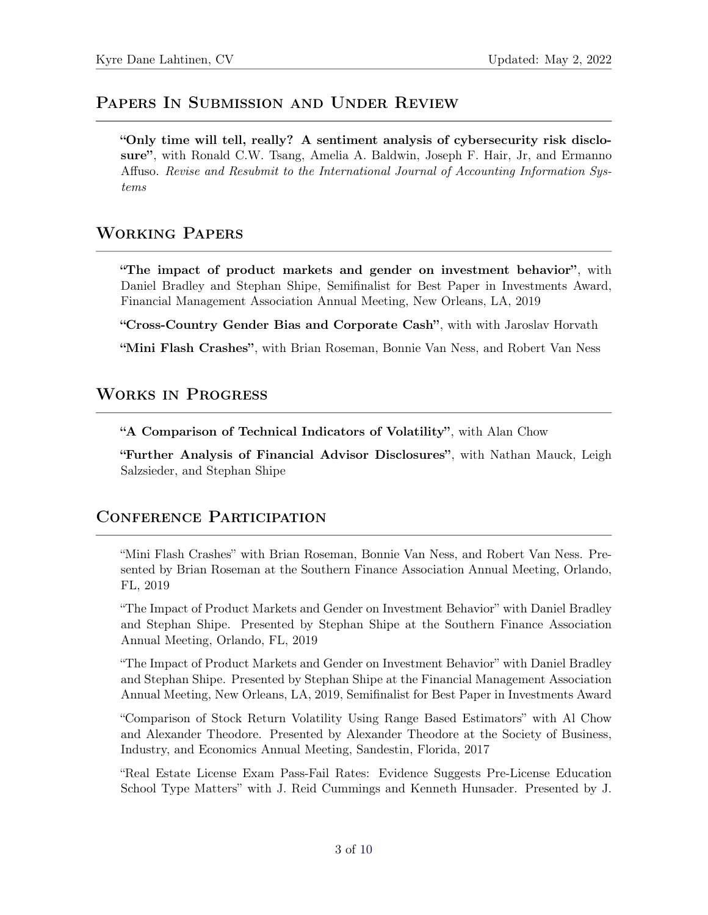## Papers In Submission and Under Review

**"Only time will tell, really? A sentiment analysis of cybersecurity risk disclosure"**, with Ronald C.W. Tsang, Amelia A. Baldwin, Joseph F. Hair, Jr, and Ermanno Affuso. *Revise and Resubmit to the International Journal of Accounting Information Systems*

## Working Papers

**"The impact of product markets and gender on investment behavior"**, with Daniel Bradley and Stephan Shipe, Semifinalist for Best Paper in Investments Award, Financial Management Association Annual Meeting, New Orleans, LA, 2019

**"Cross-Country Gender Bias and Corporate Cash"**, with with Jaroslav Horvath

**"Mini Flash Crashes"**, with Brian Roseman, Bonnie Van Ness, and Robert Van Ness

## Works in Progress

**"A Comparison of Technical Indicators of Volatility"**, with Alan Chow

**"Further Analysis of Financial Advisor Disclosures"**, with Nathan Mauck, Leigh Salzsieder, and Stephan Shipe

## Conference Participation

"Mini Flash Crashes" with Brian Roseman, Bonnie Van Ness, and Robert Van Ness. Presented by Brian Roseman at the Southern Finance Association Annual Meeting, Orlando, FL, 2019

"The Impact of Product Markets and Gender on Investment Behavior" with Daniel Bradley and Stephan Shipe. Presented by Stephan Shipe at the Southern Finance Association Annual Meeting, Orlando, FL, 2019

"The Impact of Product Markets and Gender on Investment Behavior" with Daniel Bradley and Stephan Shipe. Presented by Stephan Shipe at the Financial Management Association Annual Meeting, New Orleans, LA, 2019, Semifinalist for Best Paper in Investments Award

"Comparison of Stock Return Volatility Using Range Based Estimators" with Al Chow and Alexander Theodore. Presented by Alexander Theodore at the Society of Business, Industry, and Economics Annual Meeting, Sandestin, Florida, 2017

"Real Estate License Exam Pass-Fail Rates: Evidence Suggests Pre-License Education School Type Matters" with J. Reid Cummings and Kenneth Hunsader. Presented by J.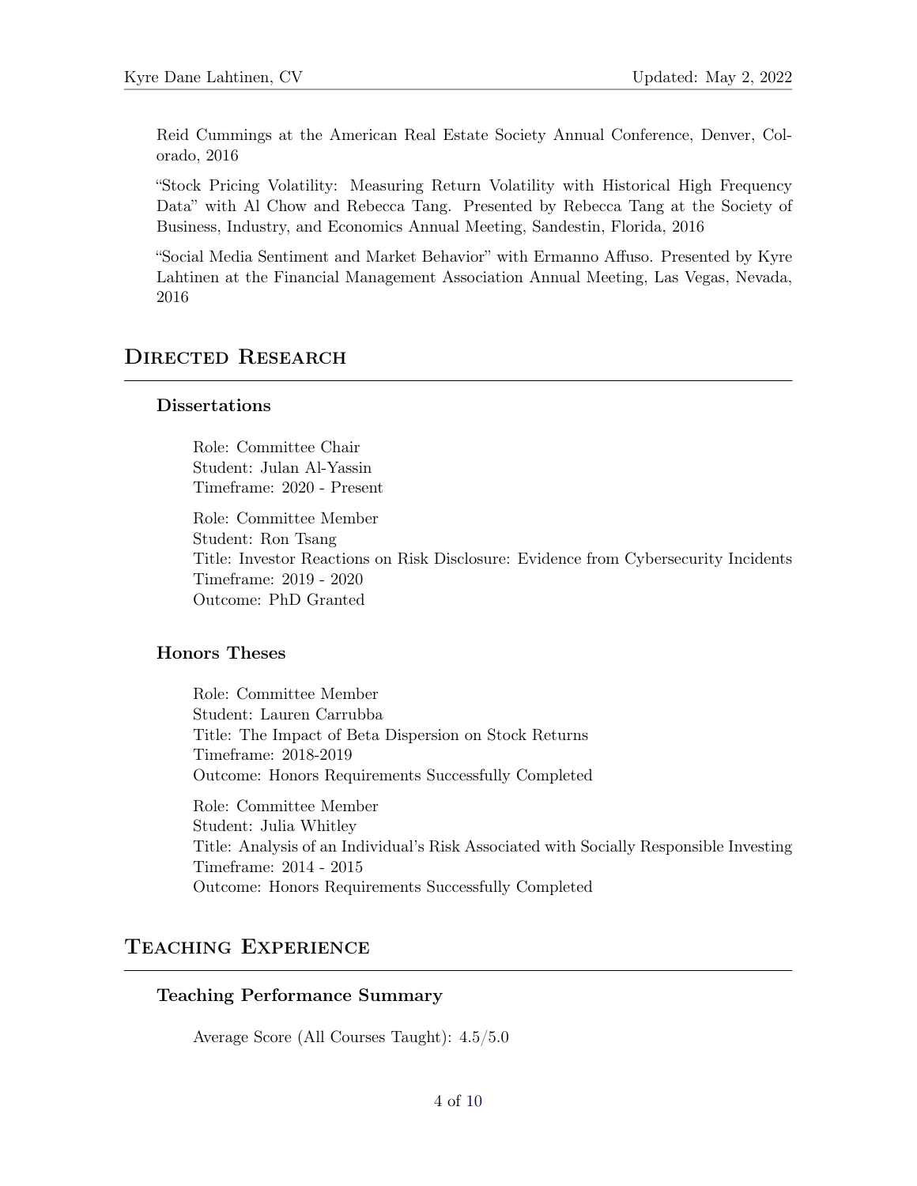Reid Cummings at the American Real Estate Society Annual Conference, Denver, Colorado, 2016

"Stock Pricing Volatility: Measuring Return Volatility with Historical High Frequency Data" with Al Chow and Rebecca Tang. Presented by Rebecca Tang at the Society of Business, Industry, and Economics Annual Meeting, Sandestin, Florida, 2016

"Social Media Sentiment and Market Behavior" with Ermanno Affuso. Presented by Kyre Lahtinen at the Financial Management Association Annual Meeting, Las Vegas, Nevada, 2016

## Directed Research

### Dissertations

Role: Committee Chair
Student: Julan Al-Yassin
Timeframe: 2020 - Present

Role: Committee Member
Student: Ron Tsang
Title: Investor Reactions on Risk Disclosure: Evidence from Cybersecurity Incidents
Timeframe: 2019 - 2020
Outcome: PhD Granted

### Honors Theses

Role: Committee Member
Student: Lauren Carrubba
Title: The Impact of Beta Dispersion on Stock Returns
Timeframe: 2018-2019
Outcome: Honors Requirements Successfully Completed

Role: Committee Member
Student: Julia Whitley
Title: Analysis of an Individual's Risk Associated with Socially Responsible Investing
Timeframe: 2014 - 2015
Outcome: Honors Requirements Successfully Completed

## Teaching Experience

### Teaching Performance Summary

Average Score (All Courses Taught): 4.5/5.0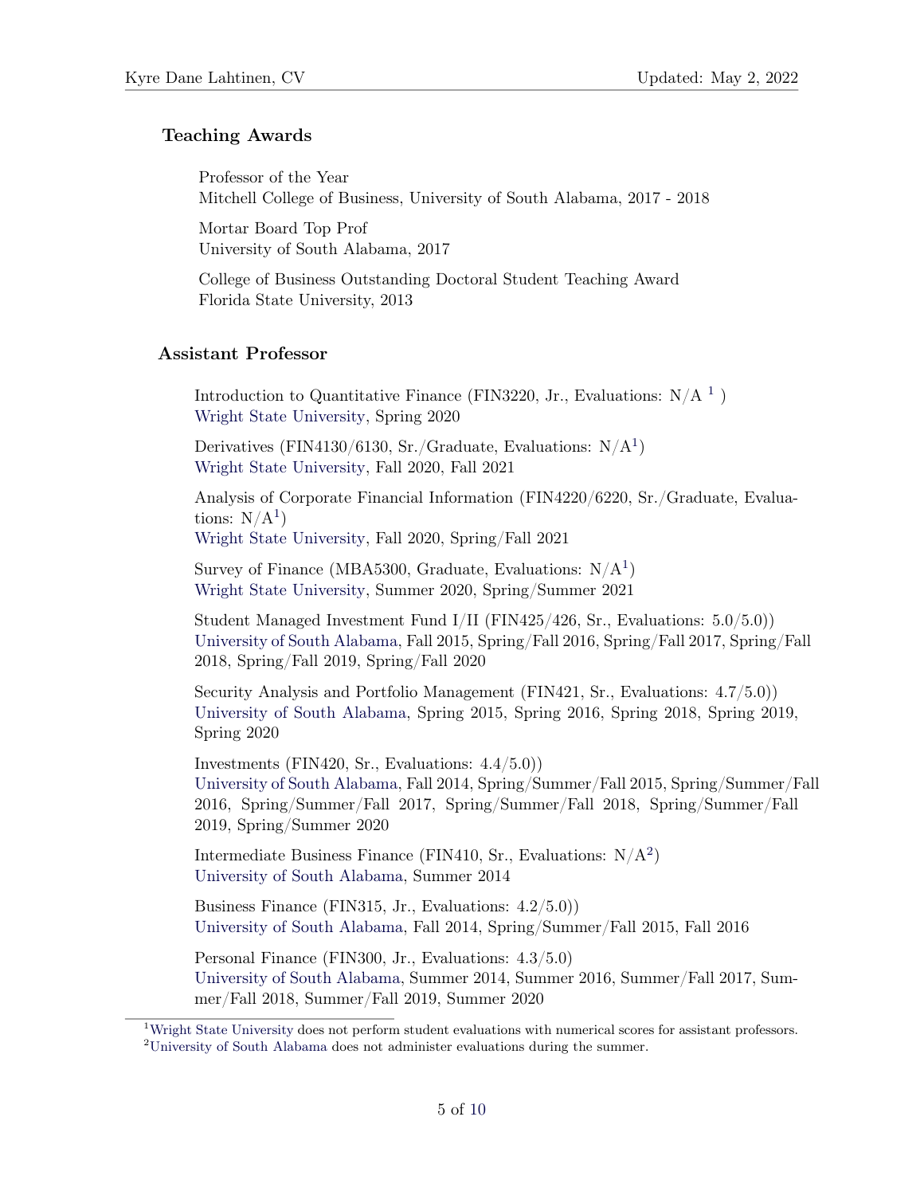## Teaching Awards

Professor of the Year
Mitchell College of Business, University of South Alabama, 2017 - 2018

Mortar Board Top Prof
University of South Alabama, 2017

College of Business Outstanding Doctoral Student Teaching Award
Florida State University, 2013

## Assistant Professor

Introduction to Quantitative Finance (FIN3220, Jr., Evaluations: N/A [1] )
Wright State University, Spring 2020

Derivatives (FIN4130/6130, Sr./Graduate, Evaluations: N/A[1])
Wright State University, Fall 2020, Fall 2021

Analysis of Corporate Financial Information (FIN4220/6220, Sr./Graduate, Evaluations: N/A[1])
Wright State University, Fall 2020, Spring/Fall 2021

Survey of Finance (MBA5300, Graduate, Evaluations: N/A[1])
Wright State University, Summer 2020, Spring/Summer 2021

Student Managed Investment Fund I/II (FIN425/426, Sr., Evaluations: 5.0/5.0))
University of South Alabama, Fall 2015, Spring/Fall 2016, Spring/Fall 2017, Spring/Fall 2018, Spring/Fall 2019, Spring/Fall 2020

Security Analysis and Portfolio Management (FIN421, Sr., Evaluations: 4.7/5.0))
University of South Alabama, Spring 2015, Spring 2016, Spring 2018, Spring 2019, Spring 2020

Investments (FIN420, Sr., Evaluations: 4.4/5.0))
University of South Alabama, Fall 2014, Spring/Summer/Fall 2015, Spring/Summer/Fall 2016, Spring/Summer/Fall 2017, Spring/Summer/Fall 2018, Spring/Summer/Fall 2019, Spring/Summer 2020

Intermediate Business Finance (FIN410, Sr., Evaluations: N/A[2])
University of South Alabama, Summer 2014

Business Finance (FIN315, Jr., Evaluations: 4.2/5.0))
University of South Alabama, Fall 2014, Spring/Summer/Fall 2015, Fall 2016

Personal Finance (FIN300, Jr., Evaluations: 4.3/5.0)
University of South Alabama, Summer 2014, Summer 2016, Summer/Fall 2017, Summer/Fall 2018, Summer/Fall 2019, Summer 2020

[1] Wright State University does not perform student evaluations with numerical scores for assistant professors.
[2] University of South Alabama does not administer evaluations during the summer.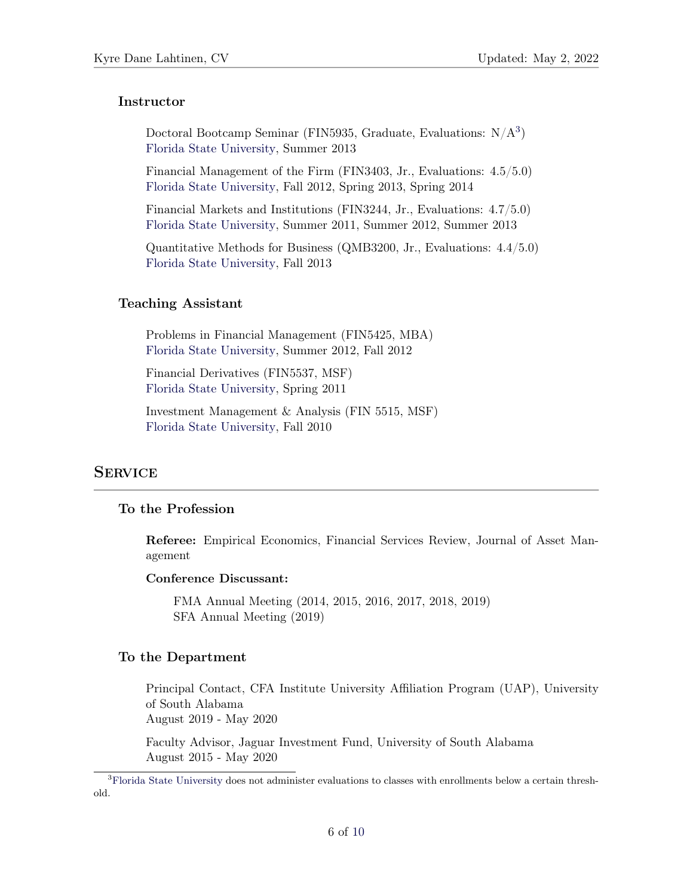### Instructor

Doctoral Bootcamp Seminar (FIN5935, Graduate, Evaluations: N/A[3])
Florida State University, Summer 2013

Financial Management of the Firm (FIN3403, Jr., Evaluations: 4.5/5.0)
Florida State University, Fall 2012, Spring 2013, Spring 2014

Financial Markets and Institutions (FIN3244, Jr., Evaluations: 4.7/5.0)
Florida State University, Summer 2011, Summer 2012, Summer 2013

Quantitative Methods for Business (QMB3200, Jr., Evaluations: 4.4/5.0)
Florida State University, Fall 2013

### Teaching Assistant

Problems in Financial Management (FIN5425, MBA)
Florida State University, Summer 2012, Fall 2012

Financial Derivatives (FIN5537, MSF)
Florida State University, Spring 2011

Investment Management & Analysis (FIN 5515, MSF)
Florida State University, Fall 2010

## Service

### To the Profession

**Referee:** Empirical Economics, Financial Services Review, Journal of Asset Management

**Conference Discussant:**

FMA Annual Meeting (2014, 2015, 2016, 2017, 2018, 2019)
SFA Annual Meeting (2019)

### To the Department

Principal Contact, CFA Institute University Affiliation Program (UAP), University of South Alabama
August 2019 - May 2020

Faculty Advisor, Jaguar Investment Fund, University of South Alabama
August 2015 - May 2020

[3] Florida State University does not administer evaluations to classes with enrollments below a certain threshold.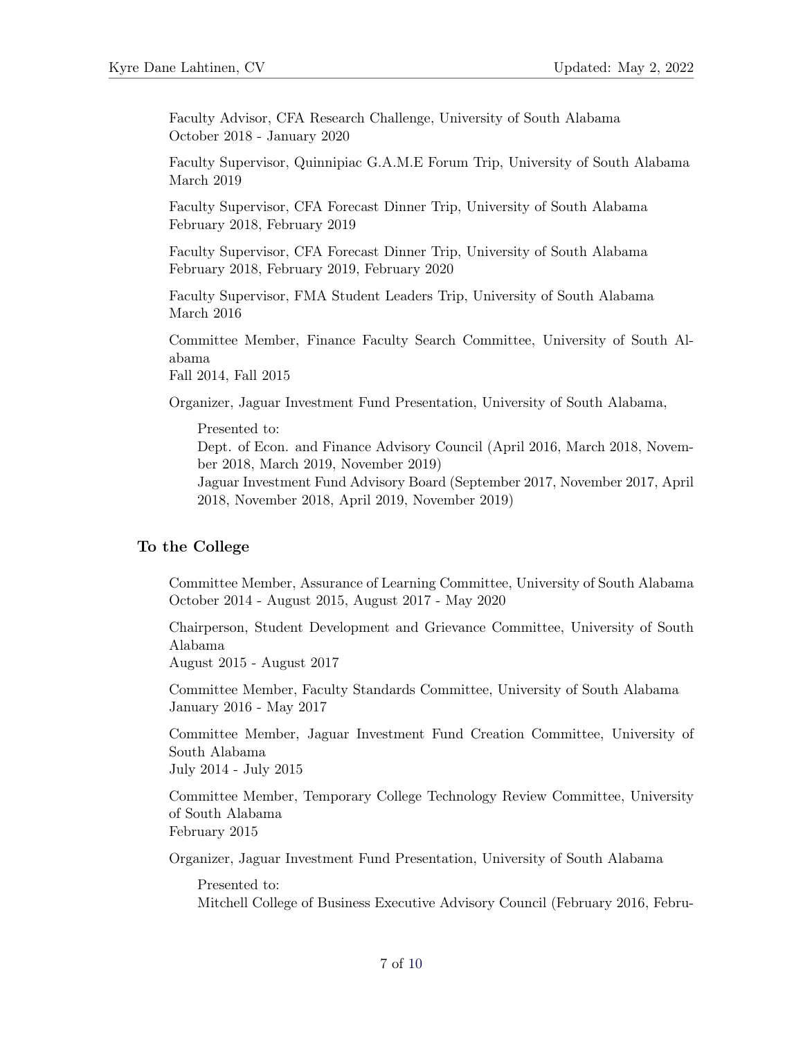Faculty Advisor, CFA Research Challenge, University of South Alabama
October 2018 - January 2020

Faculty Supervisor, Quinnipiac G.A.M.E Forum Trip, University of South Alabama
March 2019

Faculty Supervisor, CFA Forecast Dinner Trip, University of South Alabama
February 2018, February 2019

Faculty Supervisor, CFA Forecast Dinner Trip, University of South Alabama
February 2018, February 2019, February 2020

Faculty Supervisor, FMA Student Leaders Trip, University of South Alabama
March 2016

Committee Member, Finance Faculty Search Committee, University of South Alabama
Fall 2014, Fall 2015

Organizer, Jaguar Investment Fund Presentation, University of South Alabama,

> Presented to:
> Dept. of Econ. and Finance Advisory Council (April 2016, March 2018, November 2018, March 2019, November 2019)
> Jaguar Investment Fund Advisory Board (September 2017, November 2017, April 2018, November 2018, April 2019, November 2019)

### To the College

Committee Member, Assurance of Learning Committee, University of South Alabama
October 2014 - August 2015, August 2017 - May 2020

Chairperson, Student Development and Grievance Committee, University of South Alabama
August 2015 - August 2017

Committee Member, Faculty Standards Committee, University of South Alabama
January 2016 - May 2017

Committee Member, Jaguar Investment Fund Creation Committee, University of South Alabama
July 2014 - July 2015

Committee Member, Temporary College Technology Review Committee, University of South Alabama
February 2015

Organizer, Jaguar Investment Fund Presentation, University of South Alabama

> Presented to:
> Mitchell College of Business Executive Advisory Council (February 2016, Febru-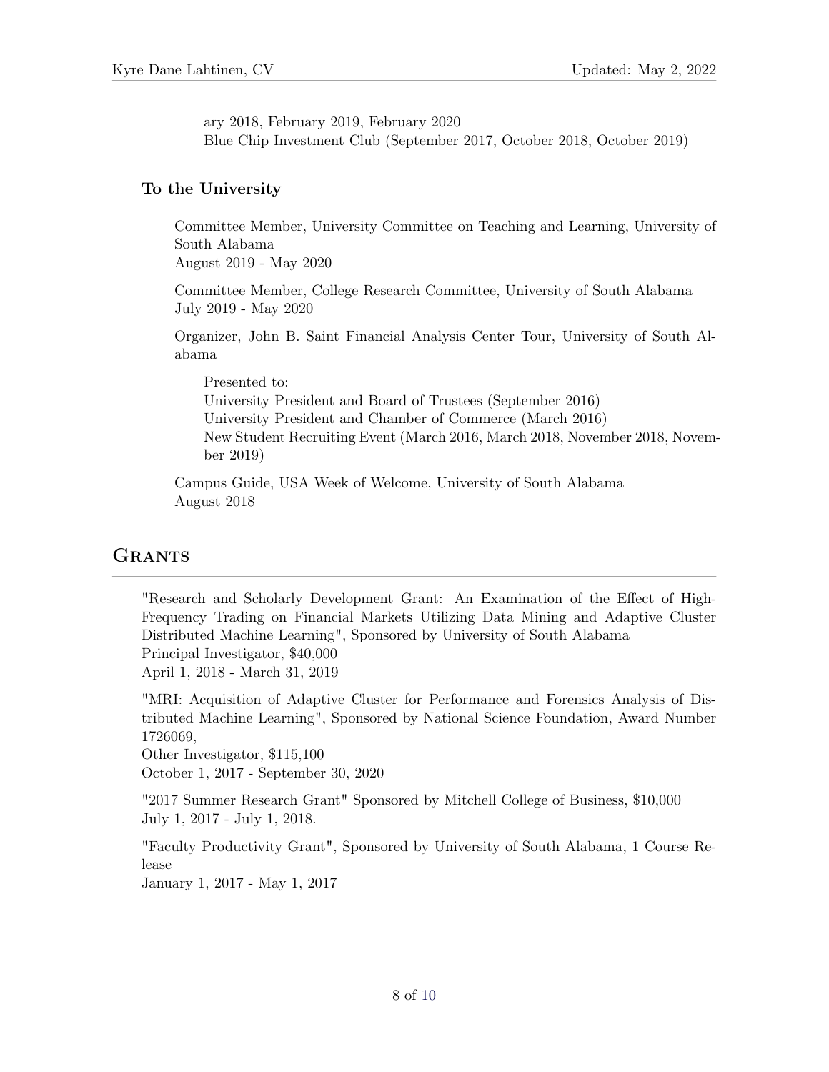ary 2018, February 2019, February 2020
Blue Chip Investment Club (September 2017, October 2018, October 2019)

### To the University

Committee Member, University Committee on Teaching and Learning, University of South Alabama
August 2019 - May 2020

Committee Member, College Research Committee, University of South Alabama
July 2019 - May 2020

Organizer, John B. Saint Financial Analysis Center Tour, University of South Alabama

Presented to:
University President and Board of Trustees (September 2016)
University President and Chamber of Commerce (March 2016)
New Student Recruiting Event (March 2016, March 2018, November 2018, November 2019)

Campus Guide, USA Week of Welcome, University of South Alabama
August 2018

## Grants

"Research and Scholarly Development Grant: An Examination of the Effect of High-Frequency Trading on Financial Markets Utilizing Data Mining and Adaptive Cluster Distributed Machine Learning", Sponsored by University of South Alabama
Principal Investigator, $40,000
April 1, 2018 - March 31, 2019

"MRI: Acquisition of Adaptive Cluster for Performance and Forensics Analysis of Distributed Machine Learning", Sponsored by National Science Foundation, Award Number 1726069,
Other Investigator, $115,100
October 1, 2017 - September 30, 2020

"2017 Summer Research Grant" Sponsored by Mitchell College of Business, $10,000
July 1, 2017 - July 1, 2018.

"Faculty Productivity Grant", Sponsored by University of South Alabama, 1 Course Release
January 1, 2017 - May 1, 2017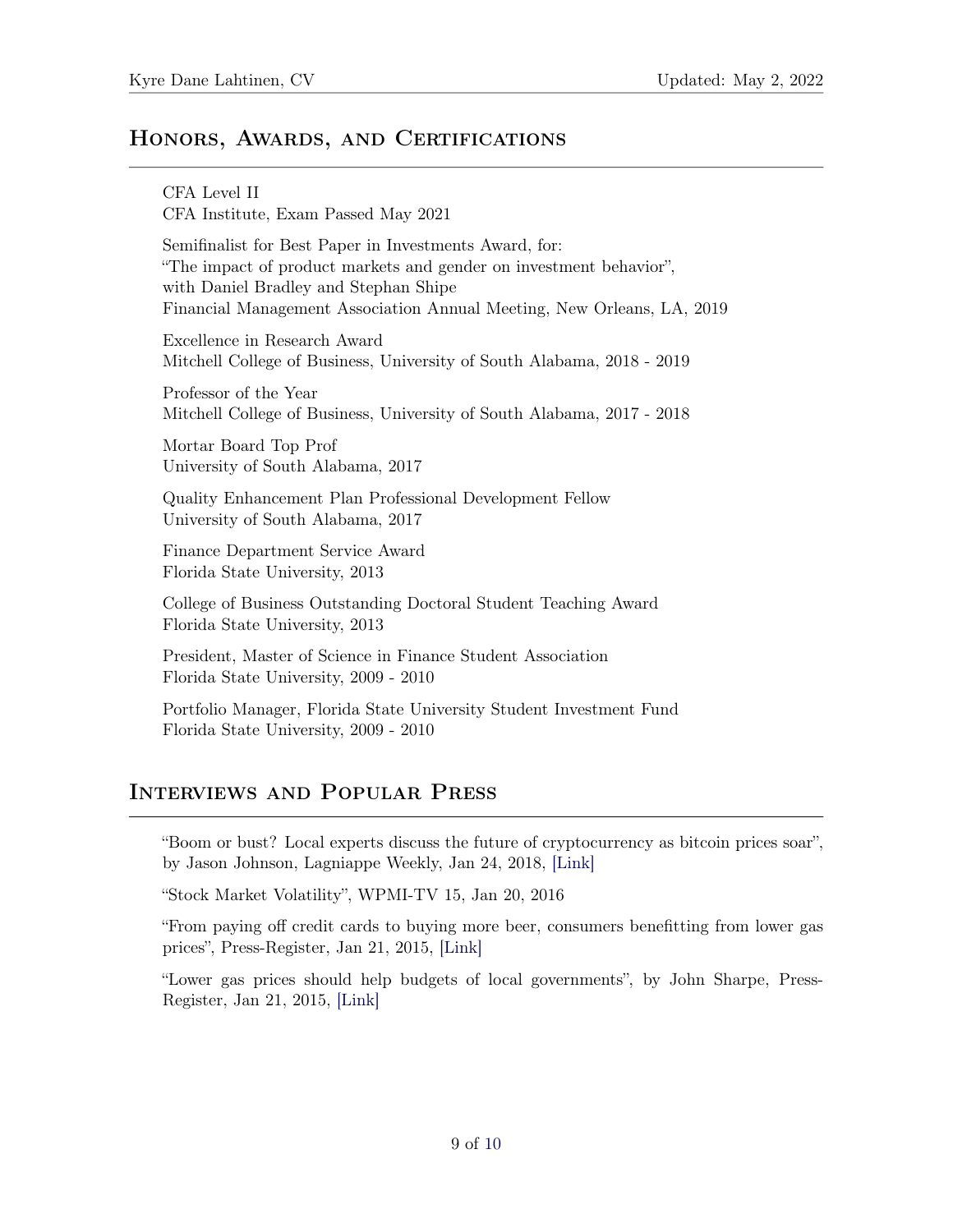## Honors, Awards, and Certifications

CFA Level II
CFA Institute, Exam Passed May 2021

Semifinalist for Best Paper in Investments Award, for:
"The impact of product markets and gender on investment behavior",
with Daniel Bradley and Stephan Shipe
Financial Management Association Annual Meeting, New Orleans, LA, 2019

Excellence in Research Award
Mitchell College of Business, University of South Alabama, 2018 - 2019

Professor of the Year
Mitchell College of Business, University of South Alabama, 2017 - 2018

Mortar Board Top Prof
University of South Alabama, 2017

Quality Enhancement Plan Professional Development Fellow
University of South Alabama, 2017

Finance Department Service Award
Florida State University, 2013

College of Business Outstanding Doctoral Student Teaching Award
Florida State University, 2013

President, Master of Science in Finance Student Association
Florida State University, 2009 - 2010

Portfolio Manager, Florida State University Student Investment Fund
Florida State University, 2009 - 2010

## Interviews and Popular Press

"Boom or bust? Local experts discuss the future of cryptocurrency as bitcoin prices soar", by Jason Johnson, Lagniappe Weekly, Jan 24, 2018, [Link]

"Stock Market Volatility", WPMI-TV 15, Jan 20, 2016

"From paying off credit cards to buying more beer, consumers benefitting from lower gas prices", Press-Register, Jan 21, 2015, [Link]

"Lower gas prices should help budgets of local governments", by John Sharpe, Press-Register, Jan 21, 2015, [Link]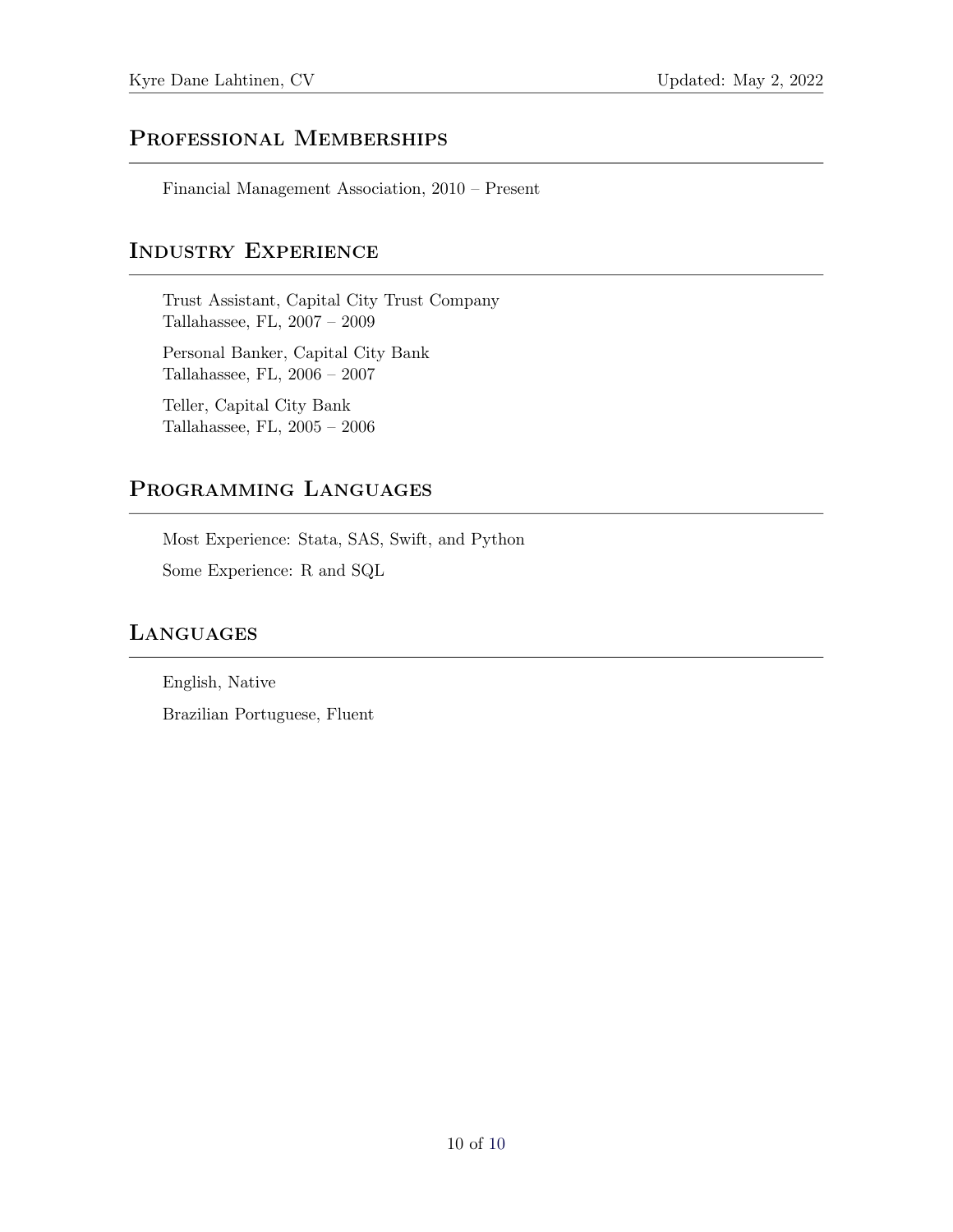## Professional Memberships

Financial Management Association, 2010 – Present

## Industry Experience

Trust Assistant, Capital City Trust Company
Tallahassee, FL, 2007 – 2009

Personal Banker, Capital City Bank
Tallahassee, FL, 2006 – 2007

Teller, Capital City Bank
Tallahassee, FL, 2005 – 2006

## Programming Languages

Most Experience: Stata, SAS, Swift, and Python

Some Experience: R and SQL

## Languages

English, Native

Brazilian Portuguese, Fluent